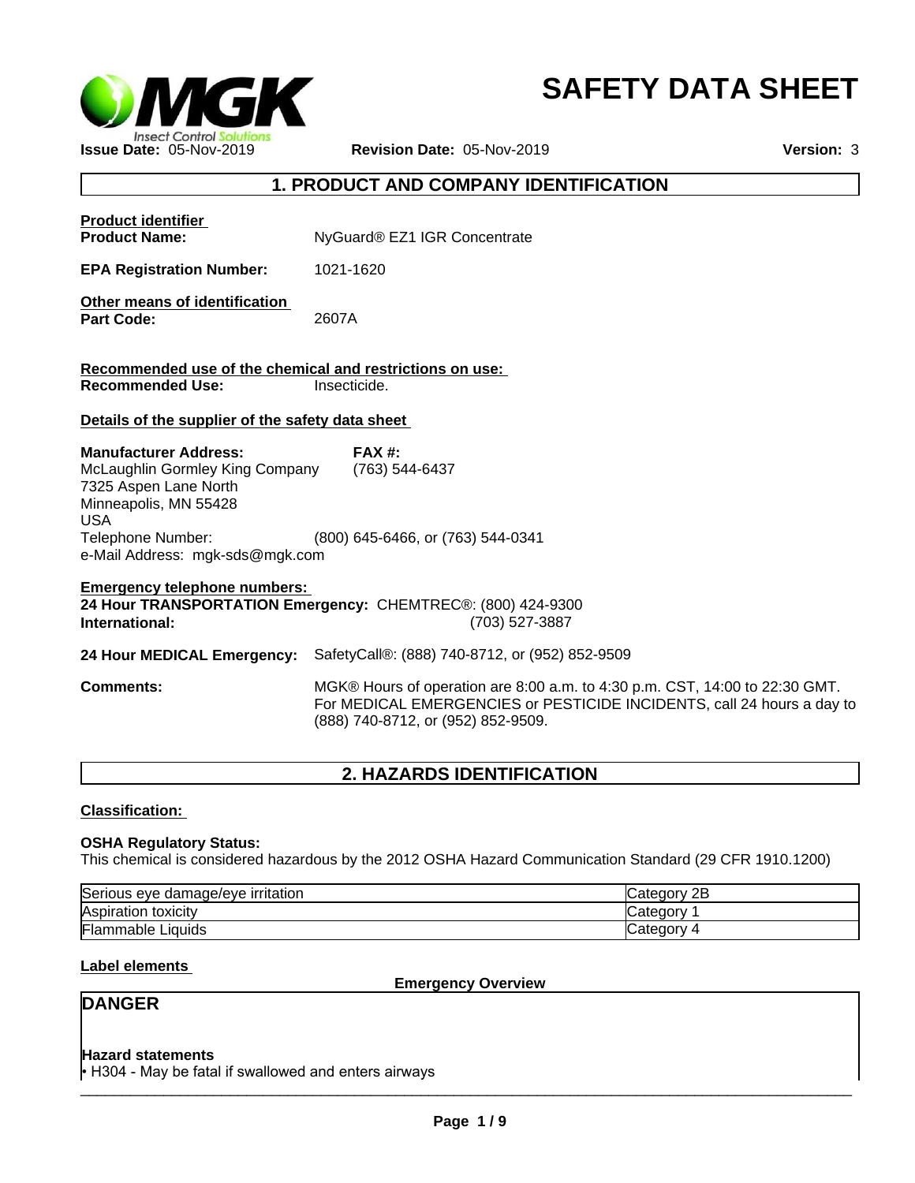# SAFETY DATA SHEET

**Issue Date:** 05-Nov-2019 **Revision Date:** 05-Nov-2019 **Version:** 3

## 1. PRODUCT AND COMPANY IDENTIFICATION

**Product identifier**

**Product Name:** NyGuard® EZ1 IGR Concentrate

**EPA Registration Number:** 1021-1620

**Other means of identification**

**Part Code:** 2607A

**Recommended use of the chemical and restrictions on use:**

**Recommended Use:** Insecticide.

**Details of the supplier of the safety data sheet**

**Manufacturer Address:**
McLaughlin Gormley King Company
7325 Aspen Lane North
Minneapolis, MN 55428
USA
Telephone Number: (800) 645-6466, or (763) 544-0341
e-Mail Address: mgk-sds@mgk.com

**FAX #:** (763) 544-6437

**Emergency telephone numbers:**

**24 Hour TRANSPORTATION Emergency:** CHEMTREC®: (800) 424-9300
**International:** (703) 527-3887

**24 Hour MEDICAL Emergency:** SafetyCall®: (888) 740-8712, or (952) 852-9509

**Comments:** MGK® Hours of operation are 8:00 a.m. to 4:30 p.m. CST, 14:00 to 22:30 GMT. For MEDICAL EMERGENCIES or PESTICIDE INCIDENTS, call 24 hours a day to (888) 740-8712, or (952) 852-9509.

## 2. HAZARDS IDENTIFICATION

**Classification:**

**OSHA Regulatory Status:**
This chemical is considered hazardous by the 2012 OSHA Hazard Communication Standard (29 CFR 1910.1200)

| | |
|---|---|
| Serious eye damage/eye irritation | Category 2B |
| Aspiration toxicity | Category 1 |
| Flammable Liquids | Category 4 |

**Label elements**

**Emergency Overview**

**DANGER**

**Hazard statements**

- H304 - May be fatal if swallowed and enters airways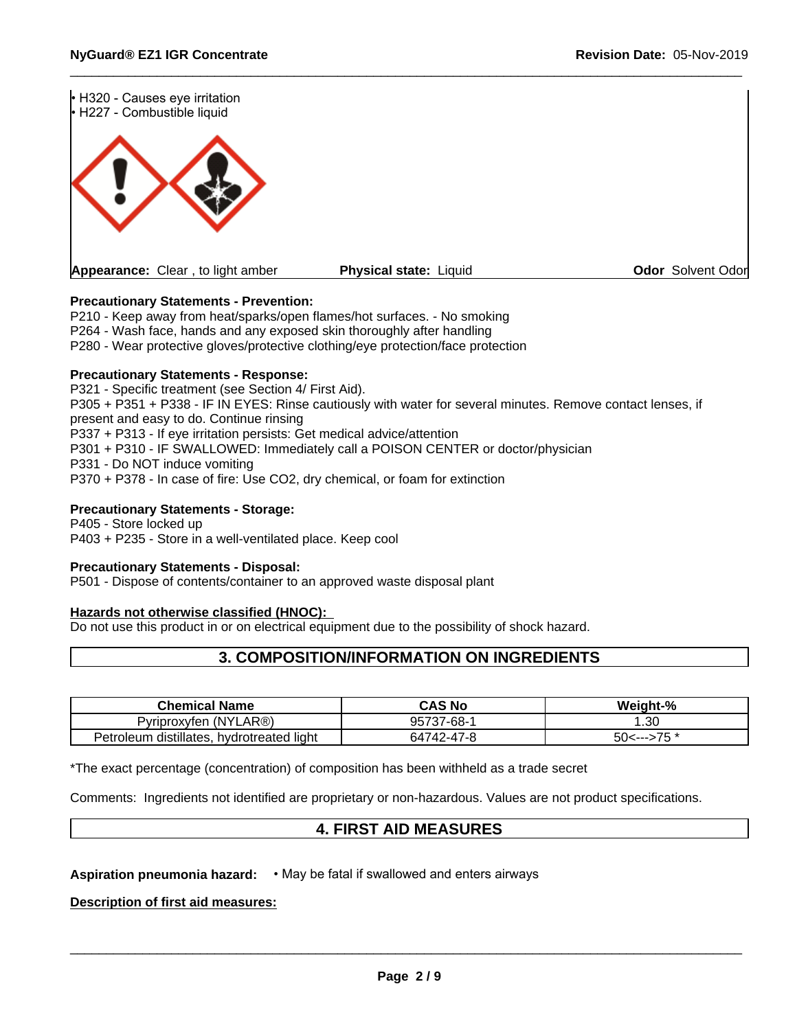• H320 - Causes eye irritation
• H227 - Combustible liquid

**Appearance:** Clear , to light amber **Physical state:** Liquid **Odor** Solvent Odor

**Precautionary Statements - Prevention:**
P210 - Keep away from heat/sparks/open flames/hot surfaces. - No smoking
P264 - Wash face, hands and any exposed skin thoroughly after handling
P280 - Wear protective gloves/protective clothing/eye protection/face protection

**Precautionary Statements - Response:**
P321 - Specific treatment (see Section 4/ First Aid).
P305 + P351 + P338 - IF IN EYES: Rinse cautiously with water for several minutes. Remove contact lenses, if present and easy to do. Continue rinsing
P337 + P313 - If eye irritation persists: Get medical advice/attention
P301 + P310 - IF SWALLOWED: Immediately call a POISON CENTER or doctor/physician
P331 - Do NOT induce vomiting
P370 + P378 - In case of fire: Use CO2, dry chemical, or foam for extinction

**Precautionary Statements - Storage:**
P405 - Store locked up
P403 + P235 - Store in a well-ventilated place. Keep cool

**Precautionary Statements - Disposal:**
P501 - Dispose of contents/container to an approved waste disposal plant

**Hazards not otherwise classified (HNOC):**
Do not use this product in or on electrical equipment due to the possibility of shock hazard.

## 3. COMPOSITION/INFORMATION ON INGREDIENTS

| Chemical Name | CAS No | Weight-% |
|---|---|---|
| Pyriproxyfen (NYLAR®) | 95737-68-1 | 1.30 |
| Petroleum distillates, hydrotreated light | 64742-47-8 | 50<--->75 * |

*The exact percentage (concentration) of composition has been withheld as a trade secret

Comments: Ingredients not identified are proprietary or non-hazardous. Values are not product specifications.

## 4. FIRST AID MEASURES

**Aspiration pneumonia hazard:** • May be fatal if swallowed and enters airways

**Description of first aid measures:**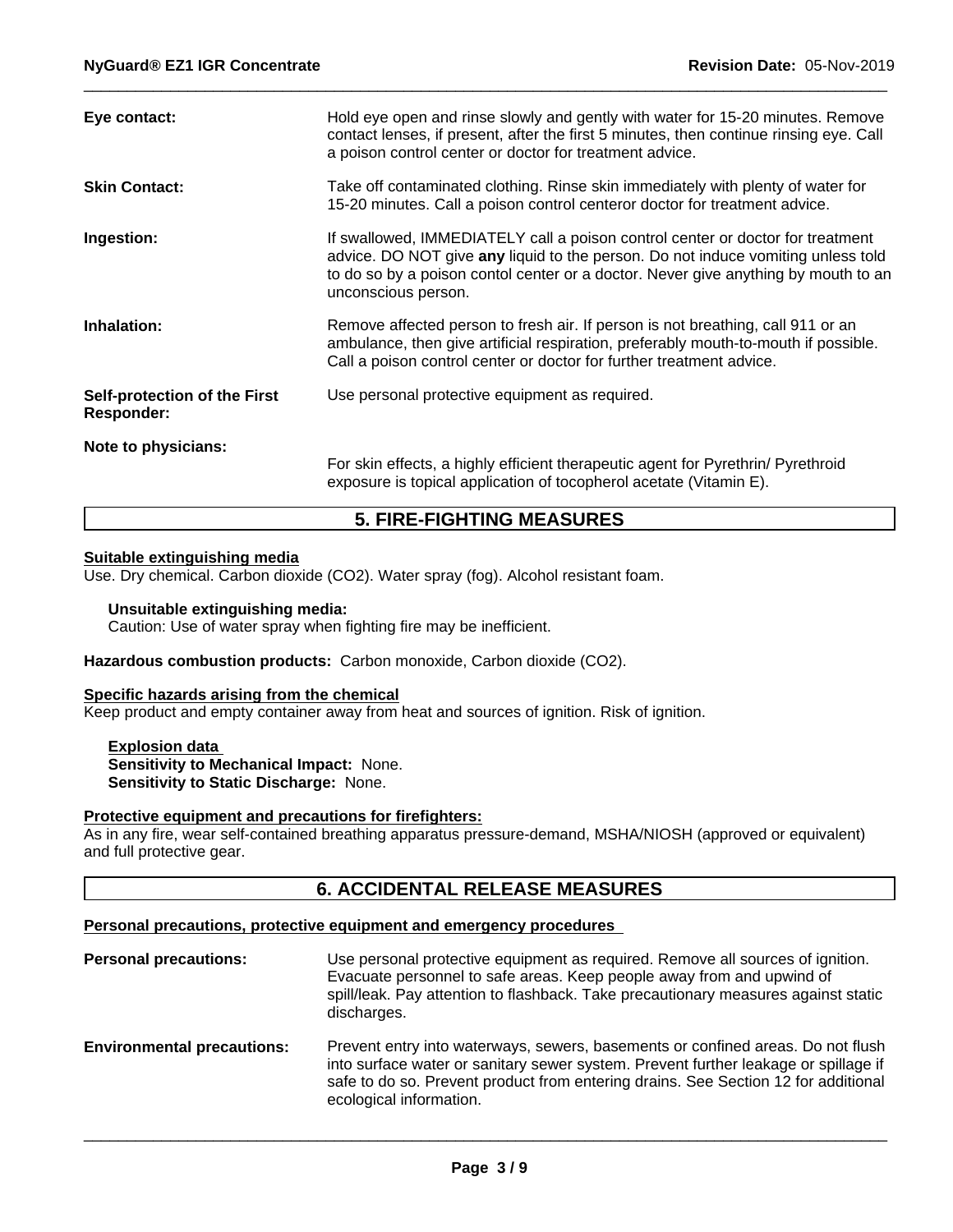**Eye contact:** Hold eye open and rinse slowly and gently with water for 15-20 minutes. Remove contact lenses, if present, after the first 5 minutes, then continue rinsing eye. Call a poison control center or doctor for treatment advice.

**Skin Contact:** Take off contaminated clothing. Rinse skin immediately with plenty of water for 15-20 minutes. Call a poison control centeror doctor for treatment advice.

**Ingestion:** If swallowed, IMMEDIATELY call a poison control center or doctor for treatment advice. DO NOT give **any** liquid to the person. Do not induce vomiting unless told to do so by a poison contol center or a doctor. Never give anything by mouth to an unconscious person.

**Inhalation:** Remove affected person to fresh air. If person is not breathing, call 911 or an ambulance, then give artificial respiration, preferably mouth-to-mouth if possible. Call a poison control center or doctor for further treatment advice.

**Self-protection of the First Responder:** Use personal protective equipment as required.

**Note to physicians:** For skin effects, a highly efficient therapeutic agent for Pyrethrin/ Pyrethroid exposure is topical application of tocopherol acetate (Vitamin E).

## 5. FIRE-FIGHTING MEASURES

**Suitable extinguishing media**

Use. Dry chemical. Carbon dioxide ($CO_2$). Water spray (fog). Alcohol resistant foam.

**Unsuitable extinguishing media:**

Caution: Use of water spray when fighting fire may be inefficient.

**Hazardous combustion products:** Carbon monoxide, Carbon dioxide ($CO_2$).

**Specific hazards arising from the chemical**

Keep product and empty container away from heat and sources of ignition. Risk of ignition.

**Explosion data**

**Sensitivity to Mechanical Impact:** None.

**Sensitivity to Static Discharge:** None.

**Protective equipment and precautions for firefighters:**

As in any fire, wear self-contained breathing apparatus pressure-demand, MSHA/NIOSH (approved or equivalent) and full protective gear.

## 6. ACCIDENTAL RELEASE MEASURES

**Personal precautions, protective equipment and emergency procedures**

**Personal precautions:** Use personal protective equipment as required. Remove all sources of ignition. Evacuate personnel to safe areas. Keep people away from and upwind of spill/leak. Pay attention to flashback. Take precautionary measures against static discharges.

**Environmental precautions:** Prevent entry into waterways, sewers, basements or confined areas. Do not flush into surface water or sanitary sewer system. Prevent further leakage or spillage if safe to do so. Prevent product from entering drains. See Section 12 for additional ecological information.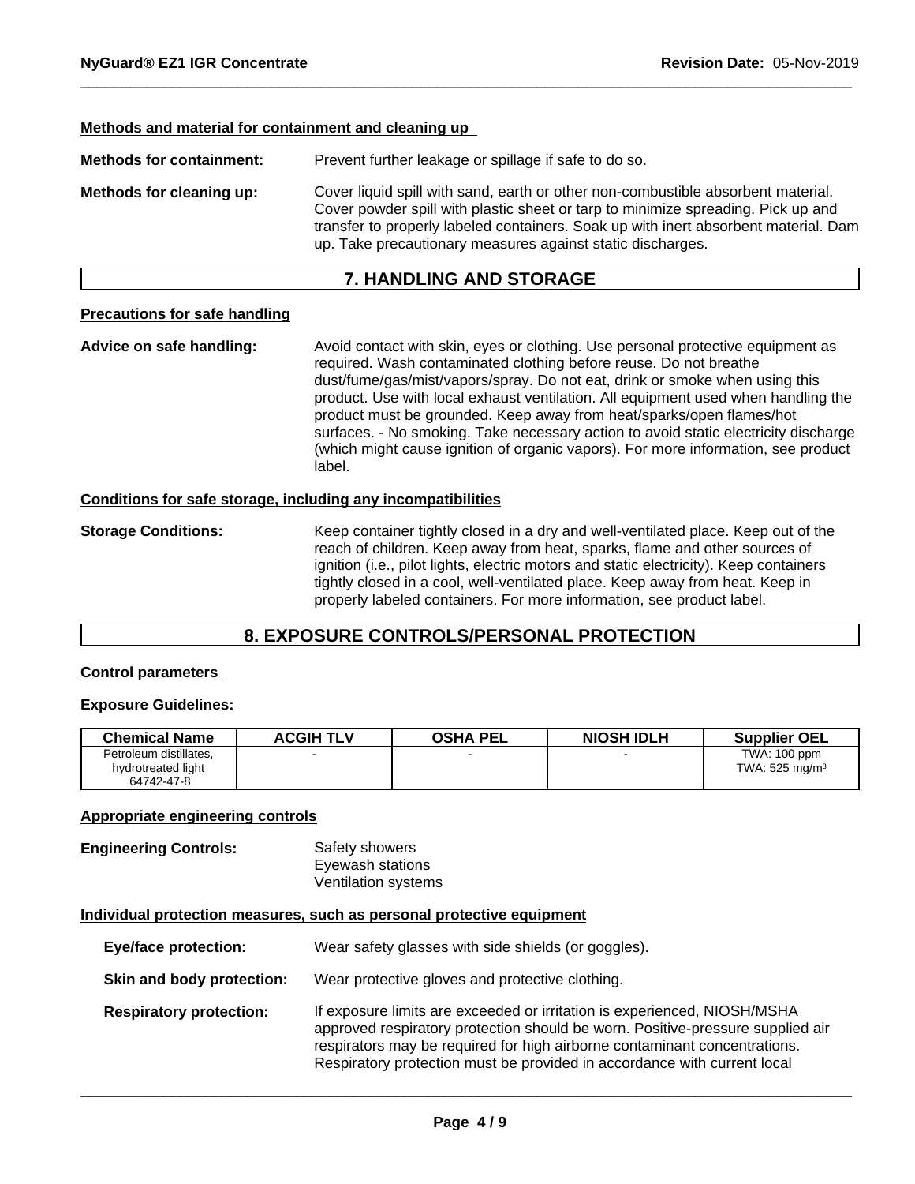**Methods and material for containment and cleaning up**

**Methods for containment:** Prevent further leakage or spillage if safe to do so.

**Methods for cleaning up:** Cover liquid spill with sand, earth or other non-combustible absorbent material. Cover powder spill with plastic sheet or tarp to minimize spreading. Pick up and transfer to properly labeled containers. Soak up with inert absorbent material. Dam up. Take precautionary measures against static discharges.

## 7. HANDLING AND STORAGE

**Precautions for safe handling**

**Advice on safe handling:** Avoid contact with skin, eyes or clothing. Use personal protective equipment as required. Wash contaminated clothing before reuse. Do not breathe dust/fume/gas/mist/vapors/spray. Do not eat, drink or smoke when using this product. Use with local exhaust ventilation. All equipment used when handling the product must be grounded. Keep away from heat/sparks/open flames/hot surfaces. - No smoking. Take necessary action to avoid static electricity discharge (which might cause ignition of organic vapors). For more information, see product label.

**Conditions for safe storage, including any incompatibilities**

**Storage Conditions:** Keep container tightly closed in a dry and well-ventilated place. Keep out of the reach of children. Keep away from heat, sparks, flame and other sources of ignition (i.e., pilot lights, electric motors and static electricity). Keep containers tightly closed in a cool, well-ventilated place. Keep away from heat. Keep in properly labeled containers. For more information, see product label.

## 8. EXPOSURE CONTROLS/PERSONAL PROTECTION

**Control parameters**

**Exposure Guidelines:**

| Chemical Name | ACGIH TLV | OSHA PEL | NIOSH IDLH | Supplier OEL |
|---|---|---|---|---|
| Petroleum distillates, hydrotreated light 64742-47-8 | - | - | - | TWA: 100 ppm TWA: 525 mg/m$^3$ |

**Appropriate engineering controls**

**Engineering Controls:** Safety showers
Eyewash stations
Ventilation systems

**Individual protection measures, such as personal protective equipment**

**Eye/face protection:** Wear safety glasses with side shields (or goggles).

**Skin and body protection:** Wear protective gloves and protective clothing.

**Respiratory protection:** If exposure limits are exceeded or irritation is experienced, NIOSH/MSHA approved respiratory protection should be worn. Positive-pressure supplied air respirators may be required for high airborne contaminant concentrations. Respiratory protection must be provided in accordance with current local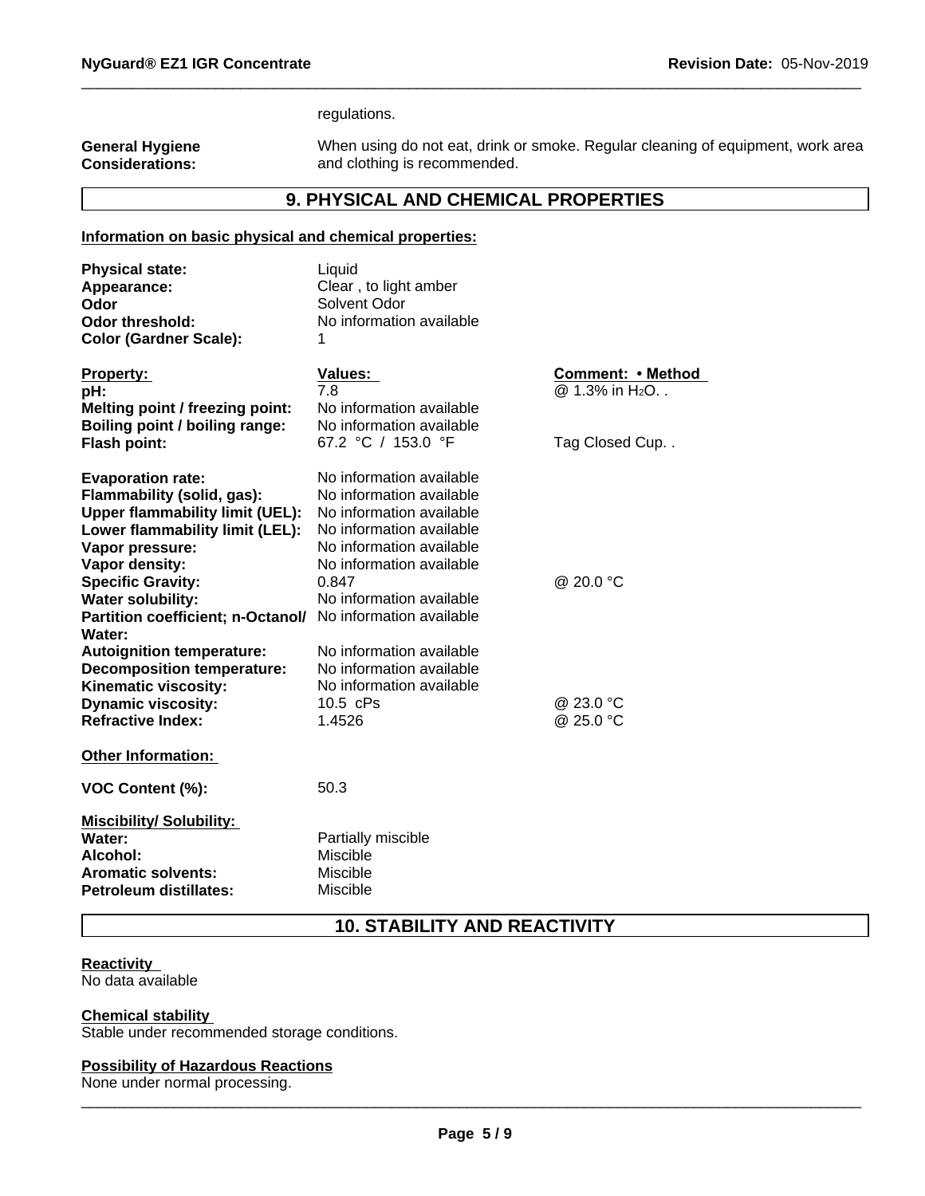regulations.

**General Hygiene Considerations:** When using do not eat, drink or smoke. Regular cleaning of equipment, work area and clothing is recommended.

## 9. PHYSICAL AND CHEMICAL PROPERTIES

**Information on basic physical and chemical properties:**

| | |
|---|---|
| **Physical state:** | Liquid |
| **Appearance:** | Clear , to light amber |
| **Odor** | Solvent Odor |
| **Odor threshold:** | No information available |
| **Color (Gardner Scale):** | 1 |

| **Property:** | **Values:** | **Comment: • Method** |
|---|---|---|
| **pH:** | 7.8 | @ 1.3% in $H_2O$. . |
| **Melting point / freezing point:** | No information available | |
| **Boiling point / boiling range:** | No information available | |
| **Flash point:** | 67.2 °C / 153.0 °F | Tag Closed Cup. . |
| **Evaporation rate:** | No information available | |
| **Flammability (solid, gas):** | No information available | |
| **Upper flammability limit (UEL):** | No information available | |
| **Lower flammability limit (LEL):** | No information available | |
| **Vapor pressure:** | No information available | |
| **Vapor density:** | No information available | |
| **Specific Gravity:** | 0.847 | @ 20.0 °C |
| **Water solubility:** | No information available | |
| **Partition coefficient; n-Octanol/ Water:** | No information available | |
| **Autoignition temperature:** | No information available | |
| **Decomposition temperature:** | No information available | |
| **Kinematic viscosity:** | No information available | |
| **Dynamic viscosity:** | 10.5 cPs | @ 23.0 °C |
| **Refractive Index:** | 1.4526 | @ 25.0 °C |

**Other Information:**

**VOC Content (%):** 50.3

**Miscibility/ Solubility:**

| | |
|---|---|
| **Water:** | Partially miscible |
| **Alcohol:** | Miscible |
| **Aromatic solvents:** | Miscible |
| **Petroleum distillates:** | Miscible |

## 10. STABILITY AND REACTIVITY

**Reactivity**
No data available

**Chemical stability**
Stable under recommended storage conditions.

**Possibility of Hazardous Reactions**
None under normal processing.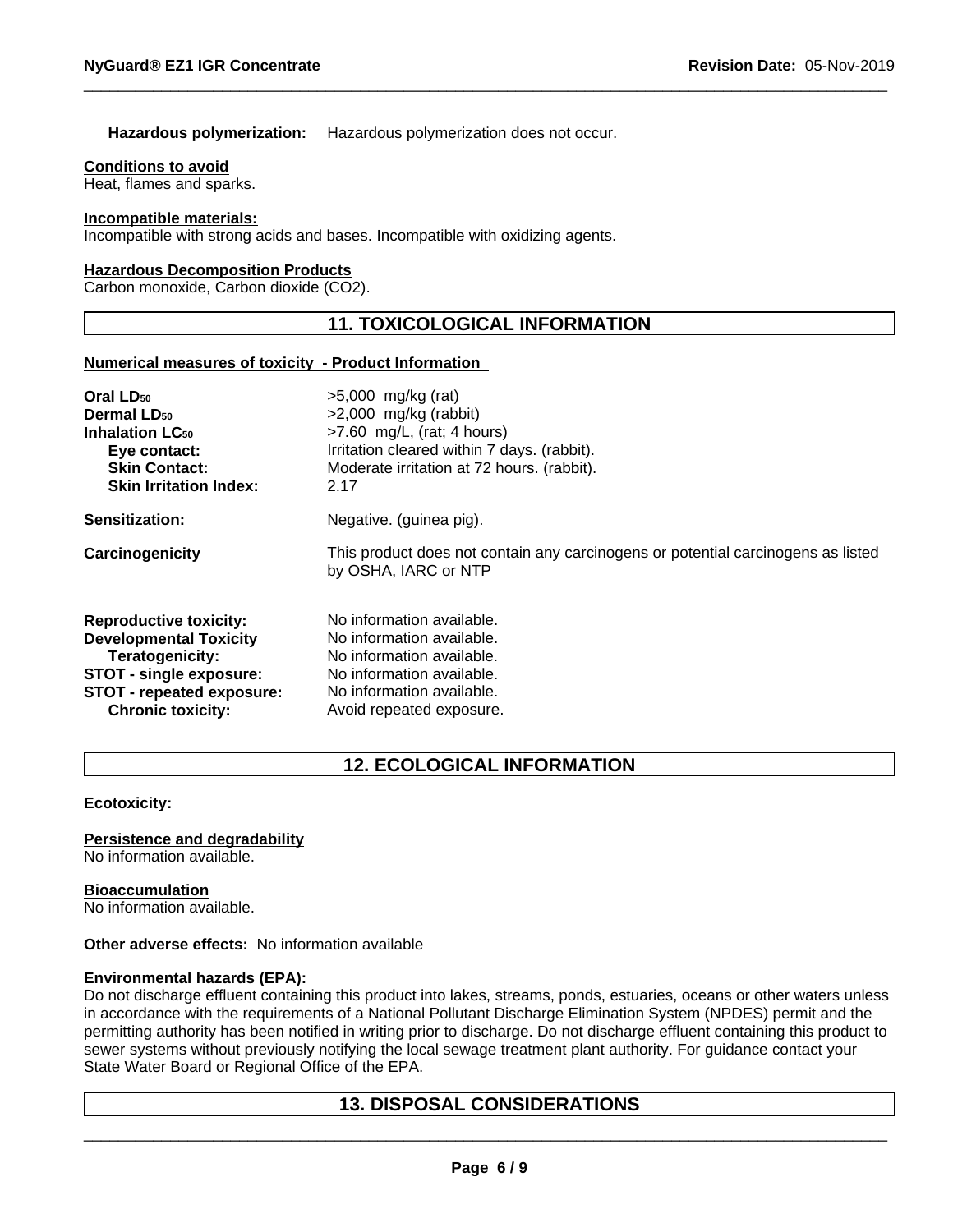**Hazardous polymerization:** Hazardous polymerization does not occur.

**Conditions to avoid**

Heat, flames and sparks.

**Incompatible materials:**

Incompatible with strong acids and bases. Incompatible with oxidizing agents.

**Hazardous Decomposition Products**

Carbon monoxide, Carbon dioxide ($CO_2$).

## 11. TOXICOLOGICAL INFORMATION

**Numerical measures of toxicity - Product Information**

| | |
|---|---|
| **Oral $LD_{50}$** | >5,000 mg/kg (rat) |
| **Dermal $LD_{50}$** | >2,000 mg/kg (rabbit) |
| **Inhalation $LC_{50}$** | >7.60 mg/L, (rat; 4 hours) |
| **Eye contact:** | Irritation cleared within 7 days. (rabbit). |
| **Skin Contact:** | Moderate irritation at 72 hours. (rabbit). |
| **Skin Irritation Index:** | 2.17 |

**Sensitization:** Negative. (guinea pig).

**Carcinogenicity** This product does not contain any carcinogens or potential carcinogens as listed by OSHA, IARC or NTP

| | |
|---|---|
| **Reproductive toxicity:** | No information available. |
| **Developmental Toxicity** | No information available. |
| **Teratogenicity:** | No information available. |
| **STOT - single exposure:** | No information available. |
| **STOT - repeated exposure:** | No information available. |
| **Chronic toxicity:** | Avoid repeated exposure. |

## 12. ECOLOGICAL INFORMATION

**Ecotoxicity:**

**Persistence and degradability**

No information available.

**Bioaccumulation**

No information available.

**Other adverse effects:** No information available

**Environmental hazards (EPA):**

Do not discharge effluent containing this product into lakes, streams, ponds, estuaries, oceans or other waters unless in accordance with the requirements of a National Pollutant Discharge Elimination System (NPDES) permit and the permitting authority has been notified in writing prior to discharge. Do not discharge effluent containing this product to sewer systems without previously notifying the local sewage treatment plant authority. For guidance contact your State Water Board or Regional Office of the EPA.

## 13. DISPOSAL CONSIDERATIONS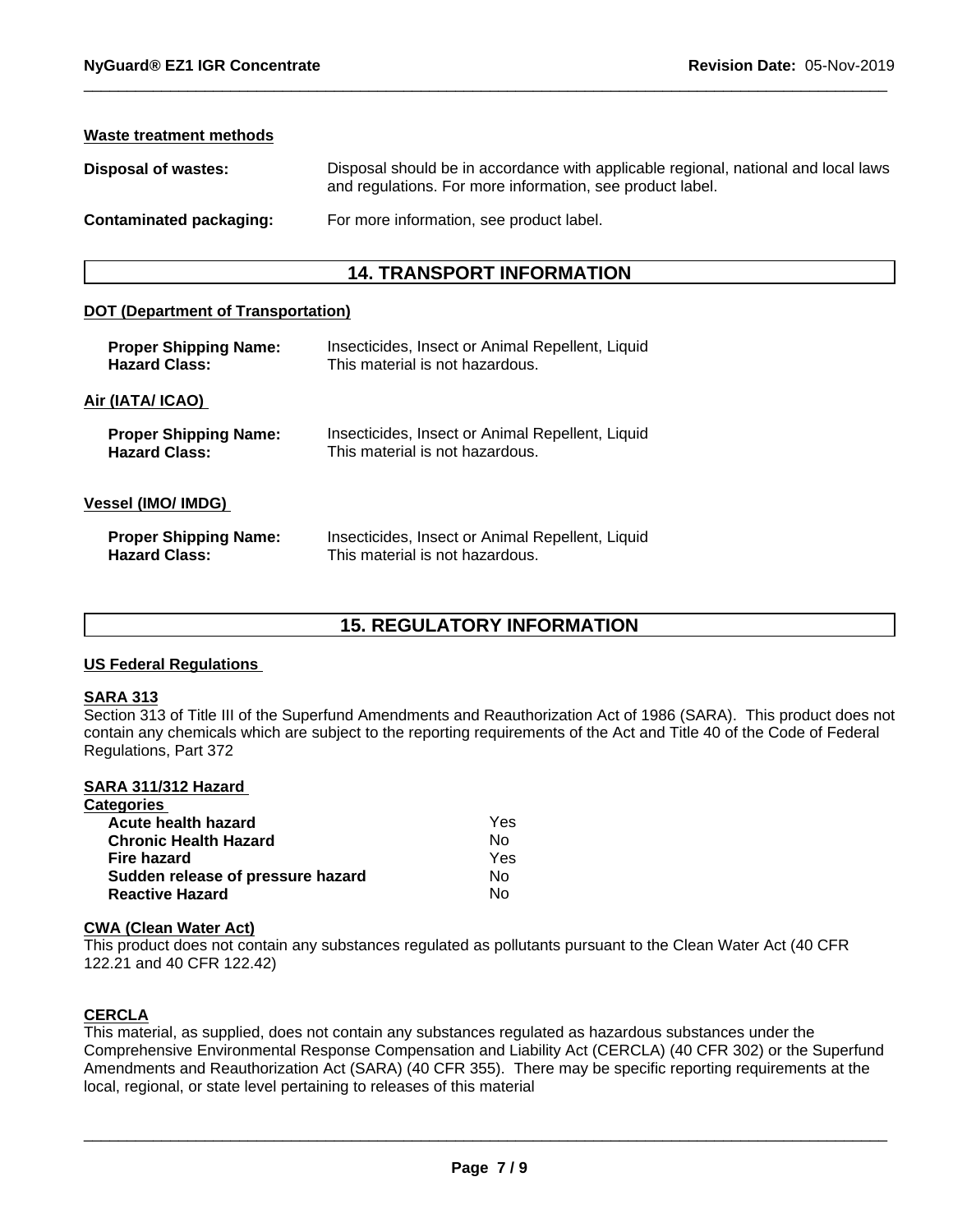### Waste treatment methods

| | |
|---|---|
| **Disposal of wastes:** | Disposal should be in accordance with applicable regional, national and local laws and regulations. For more information, see product label. |
| **Contaminated packaging:** | For more information, see product label. |

## 14. TRANSPORT INFORMATION

### DOT (Department of Transportation)

| | |
|---|---|
| **Proper Shipping Name:** | Insecticides, Insect or Animal Repellent, Liquid |
| **Hazard Class:** | This material is not hazardous. |

### Air (IATA/ ICAO)

| | |
|---|---|
| **Proper Shipping Name:** | Insecticides, Insect or Animal Repellent, Liquid |
| **Hazard Class:** | This material is not hazardous. |

### Vessel (IMO/ IMDG)

| | |
|---|---|
| **Proper Shipping Name:** | Insecticides, Insect or Animal Repellent, Liquid |
| **Hazard Class:** | This material is not hazardous. |

## 15. REGULATORY INFORMATION

### US Federal Regulations

#### SARA 313

Section 313 of Title III of the Superfund Amendments and Reauthorization Act of 1986 (SARA). This product does not contain any chemicals which are subject to the reporting requirements of the Act and Title 40 of the Code of Federal Regulations, Part 372

#### SARA 311/312 Hazard Categories

| | |
|---|---|
| **Acute health hazard** | Yes |
| **Chronic Health Hazard** | No |
| **Fire hazard** | Yes |
| **Sudden release of pressure hazard** | No |
| **Reactive Hazard** | No |

#### CWA (Clean Water Act)

This product does not contain any substances regulated as pollutants pursuant to the Clean Water Act (40 CFR 122.21 and 40 CFR 122.42)

#### CERCLA

This material, as supplied, does not contain any substances regulated as hazardous substances under the Comprehensive Environmental Response Compensation and Liability Act (CERCLA) (40 CFR 302) or the Superfund Amendments and Reauthorization Act (SARA) (40 CFR 355). There may be specific reporting requirements at the local, regional, or state level pertaining to releases of this material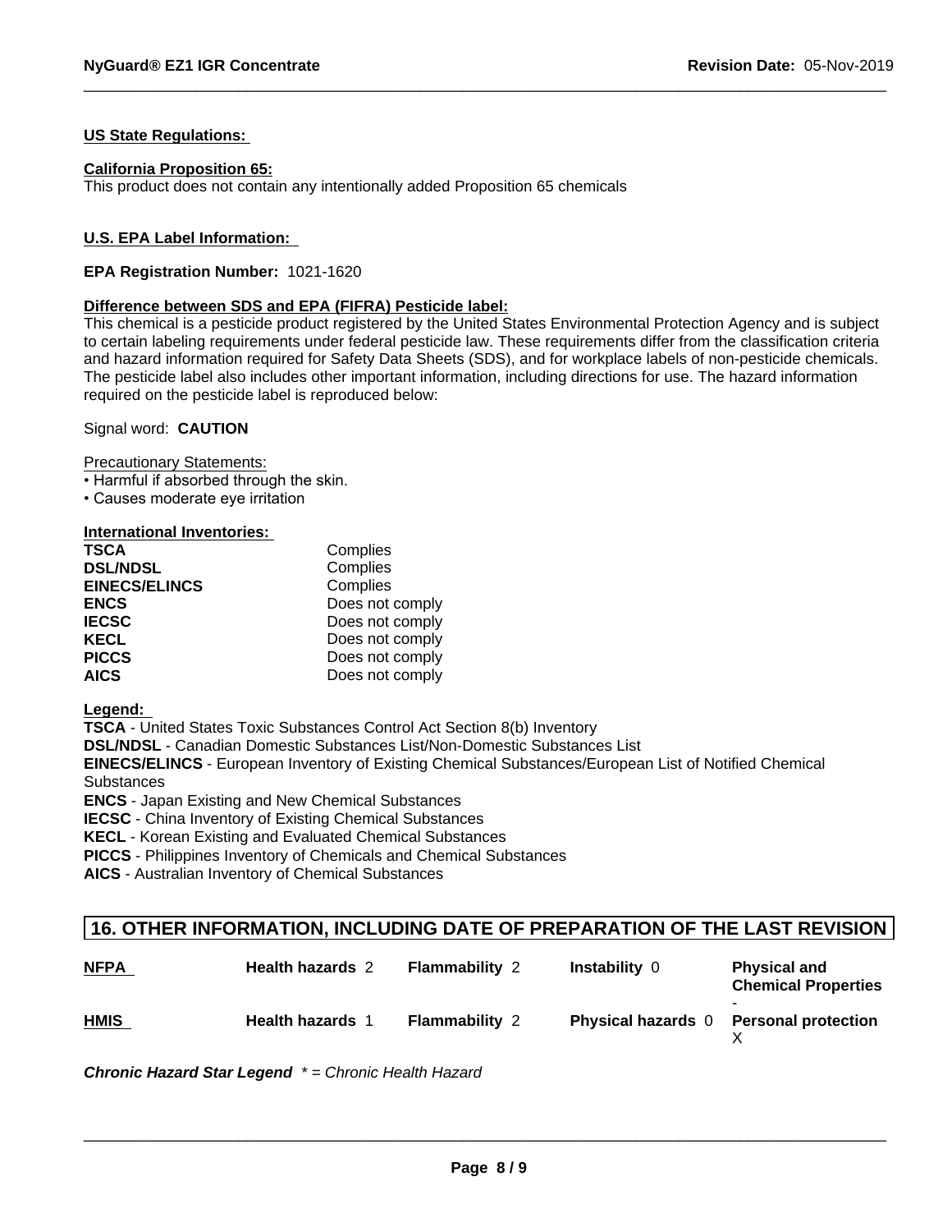**US State Regulations:**

**California Proposition 65:**
This product does not contain any intentionally added Proposition 65 chemicals

**U.S. EPA Label Information:**

**EPA Registration Number:** 1021-1620

**Difference between SDS and EPA (FIFRA) Pesticide label:**
This chemical is a pesticide product registered by the United States Environmental Protection Agency and is subject to certain labeling requirements under federal pesticide law. These requirements differ from the classification criteria and hazard information required for Safety Data Sheets (SDS), and for workplace labels of non-pesticide chemicals. The pesticide label also includes other important information, including directions for use. The hazard information required on the pesticide label is reproduced below:

Signal word: **CAUTION**

Precautionary Statements:
- Harmful if absorbed through the skin.
- Causes moderate eye irritation

**International Inventories:**

| | |
|---|---|
| **TSCA** | Complies |
| **DSL/NDSL** | Complies |
| **EINECS/ELINCS** | Complies |
| **ENCS** | Does not comply |
| **IECSC** | Does not comply |
| **KECL** | Does not comply |
| **PICCS** | Does not comply |
| **AICS** | Does not comply |

**Legend:**
**TSCA** - United States Toxic Substances Control Act Section 8(b) Inventory
**DSL/NDSL** - Canadian Domestic Substances List/Non-Domestic Substances List
**EINECS/ELINCS** - European Inventory of Existing Chemical Substances/European List of Notified Chemical Substances
**ENCS** - Japan Existing and New Chemical Substances
**IECSC** - China Inventory of Existing Chemical Substances
**KECL** - Korean Existing and Evaluated Chemical Substances
**PICCS** - Philippines Inventory of Chemicals and Chemical Substances
**AICS** - Australian Inventory of Chemical Substances

## 16. OTHER INFORMATION, INCLUDING DATE OF PREPARATION OF THE LAST REVISION

| | | | | |
|---|---|---|---|---|
| **NFPA** | **Health hazards** 2 | **Flammability** 2 | **Instability** 0 | **Physical and Chemical Properties** - |
| **HMIS** | **Health hazards** 1 | **Flammability** 2 | **Physical hazards** 0 | **Personal protection** X |

***Chronic Hazard Star Legend*** *\* = Chronic Health Hazard*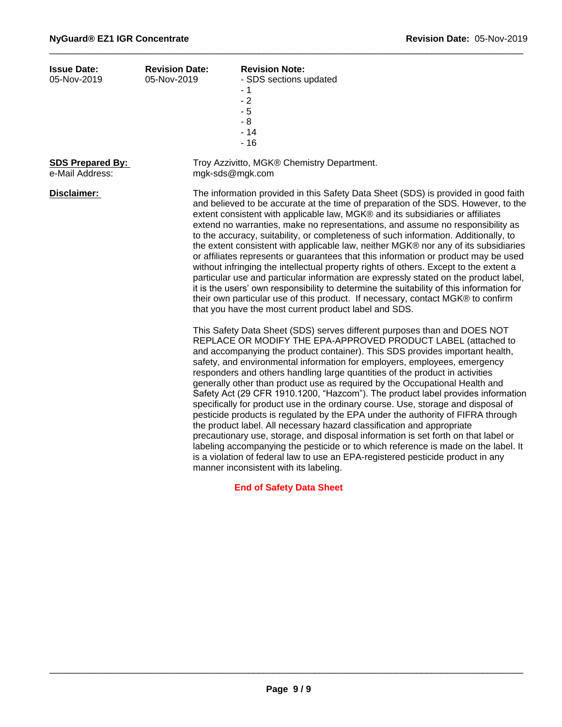| **Issue Date:** | **Revision Date:** | **Revision Note:** |
| --- | --- | --- |
| 05-Nov-2019 | 05-Nov-2019 | - SDS sections updated<br>- 1<br>- 2<br>- 5<br>- 8<br>- 14<br>- 16 |

**SDS Prepared By:** Troy Azzivitto, MGK® Chemistry Department.

e-Mail Address: mgk-sds@mgk.com

**Disclaimer:**

The information provided in this Safety Data Sheet (SDS) is provided in good faith and believed to be accurate at the time of preparation of the SDS. However, to the extent consistent with applicable law, MGK® and its subsidiaries or affiliates extend no warranties, make no representations, and assume no responsibility as to the accuracy, suitability, or completeness of such information. Additionally, to the extent consistent with applicable law, neither MGK® nor any of its subsidiaries or affiliates represents or guarantees that this information or product may be used without infringing the intellectual property rights of others. Except to the extent a particular use and particular information are expressly stated on the product label, it is the users' own responsibility to determine the suitability of this information for their own particular use of this product. If necessary, contact MGK® to confirm that you have the most current product label and SDS.

This Safety Data Sheet (SDS) serves different purposes than and DOES NOT REPLACE OR MODIFY THE EPA-APPROVED PRODUCT LABEL (attached to and accompanying the product container). This SDS provides important health, safety, and environmental information for employers, employees, emergency responders and others handling large quantities of the product in activities generally other than product use as required by the Occupational Health and Safety Act (29 CFR 1910.1200, "Hazcom"). The product label provides information specifically for product use in the ordinary course. Use, storage and disposal of pesticide products is regulated by the EPA under the authority of FIFRA through the product label. All necessary hazard classification and appropriate precautionary use, storage, and disposal information is set forth on that label or labeling accompanying the pesticide or to which reference is made on the label. It is a violation of federal law to use an EPA-registered pesticide product in any manner inconsistent with its labeling.

**End of Safety Data Sheet**